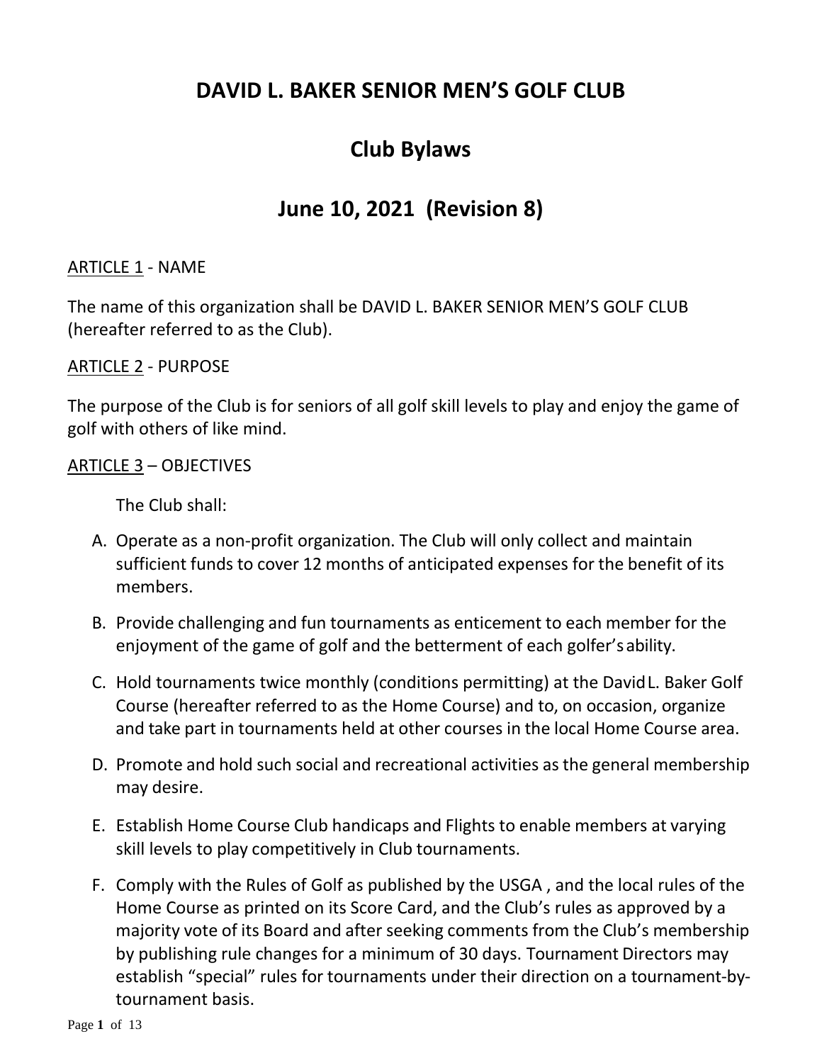# DAVID L. BAKER SENIOR MEN'S GOLF CLUB

## Club Bylaws

## June 10, 2021 (Revision 8)

<u>ARTICLE 1</u> - NAME

The name of this organization shall be DAVID L. BAKER SENIOR MEN'S GOLF CLUB (hereafter referred to as the Club).

<u>ARTICLE 2</u> - PURPOSE

The purpose of the Club is for seniors of all golf skill levels to play and enjoy the game of golf with others of like mind.

<u>ARTICLE 3</u> – OBJECTIVES

The Club shall:

A. Operate as a non-profit organization. The Club will only collect and maintain sufficient funds to cover 12 months of anticipated expenses for the benefit of its members.

B. Provide challenging and fun tournaments as enticement to each member for the enjoyment of the game of golf and the betterment of each golfer's ability.

C. Hold tournaments twice monthly (conditions permitting) at the David L. Baker Golf Course (hereafter referred to as the Home Course) and to, on occasion, organize and take part in tournaments held at other courses in the local Home Course area.

D. Promote and hold such social and recreational activities as the general membership may desire.

E. Establish Home Course Club handicaps and Flights to enable members at varying skill levels to play competitively in Club tournaments.

F. Comply with the Rules of Golf as published by the USGA , and the local rules of the Home Course as printed on its Score Card, and the Club's rules as approved by a majority vote of its Board and after seeking comments from the Club's membership by publishing rule changes for a minimum of 30 days. Tournament Directors may establish "special" rules for tournaments under their direction on a tournament-by-tournament basis.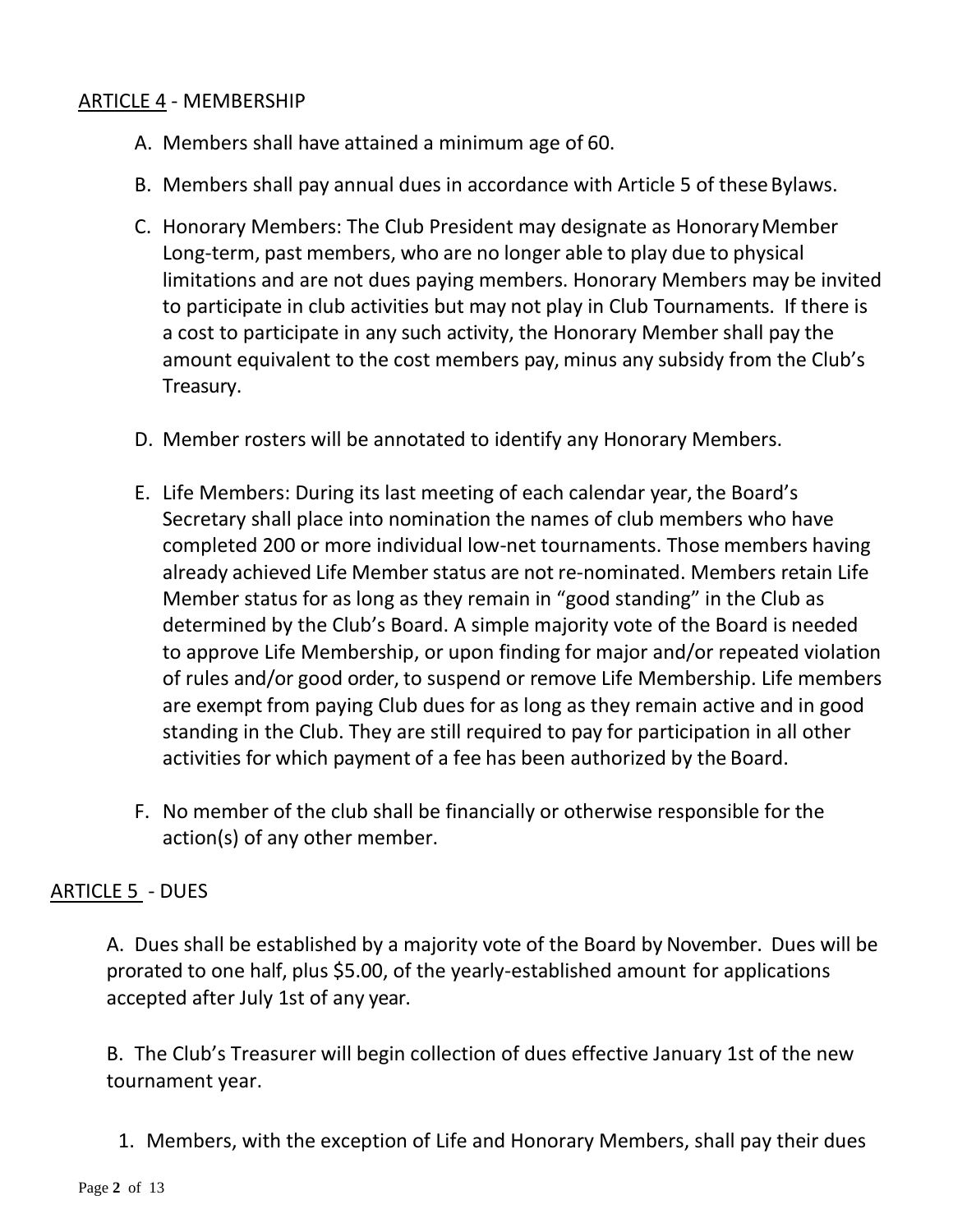## ARTICLE 4 - MEMBERSHIP

A. Members shall have attained a minimum age of 60.

B. Members shall pay annual dues in accordance with Article 5 of these Bylaws.

C. Honorary Members: The Club President may designate as Honorary Member Long-term, past members, who are no longer able to play due to physical limitations and are not dues paying members. Honorary Members may be invited to participate in club activities but may not play in Club Tournaments. If there is a cost to participate in any such activity, the Honorary Member shall pay the amount equivalent to the cost members pay, minus any subsidy from the Club's Treasury.

D. Member rosters will be annotated to identify any Honorary Members.

E. Life Members: During its last meeting of each calendar year, the Board's Secretary shall place into nomination the names of club members who have completed 200 or more individual low-net tournaments. Those members having already achieved Life Member status are not re-nominated. Members retain Life Member status for as long as they remain in "good standing" in the Club as determined by the Club's Board. A simple majority vote of the Board is needed to approve Life Membership, or upon finding for major and/or repeated violation of rules and/or good order, to suspend or remove Life Membership. Life members are exempt from paying Club dues for as long as they remain active and in good standing in the Club. They are still required to pay for participation in all other activities for which payment of a fee has been authorized by the Board.

F. No member of the club shall be financially or otherwise responsible for the action(s) of any other member.

## ARTICLE 5 - DUES

A. Dues shall be established by a majority vote of the Board by November. Dues will be prorated to one half, plus $5.00, of the yearly-established amount for applications accepted after July 1st of any year.

B. The Club's Treasurer will begin collection of dues effective January 1st of the new tournament year.

1. Members, with the exception of Life and Honorary Members, shall pay their dues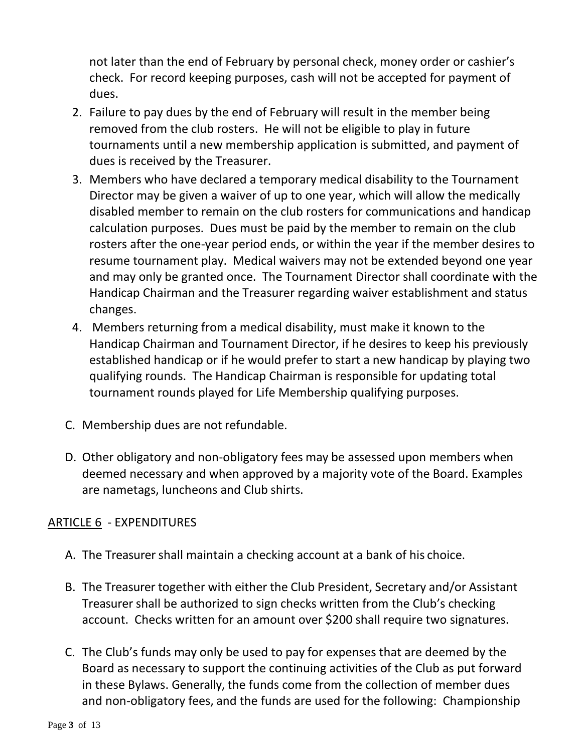not later than the end of February by personal check, money order or cashier's check. For record keeping purposes, cash will not be accepted for payment of dues.

2. Failure to pay dues by the end of February will result in the member being removed from the club rosters. He will not be eligible to play in future tournaments until a new membership application is submitted, and payment of dues is received by the Treasurer.
3. Members who have declared a temporary medical disability to the Tournament Director may be given a waiver of up to one year, which will allow the medically disabled member to remain on the club rosters for communications and handicap calculation purposes. Dues must be paid by the member to remain on the club rosters after the one-year period ends, or within the year if the member desires to resume tournament play. Medical waivers may not be extended beyond one year and may only be granted once. The Tournament Director shall coordinate with the Handicap Chairman and the Treasurer regarding waiver establishment and status changes.
4. Members returning from a medical disability, must make it known to the Handicap Chairman and Tournament Director, if he desires to keep his previously established handicap or if he would prefer to start a new handicap by playing two qualifying rounds. The Handicap Chairman is responsible for updating total tournament rounds played for Life Membership qualifying purposes.

C. Membership dues are not refundable.

D. Other obligatory and non-obligatory fees may be assessed upon members when deemed necessary and when approved by a majority vote of the Board. Examples are nametags, luncheons and Club shirts.

## ARTICLE 6 - EXPENDITURES

A. The Treasurer shall maintain a checking account at a bank of his choice.

B. The Treasurer together with either the Club President, Secretary and/or Assistant Treasurer shall be authorized to sign checks written from the Club's checking account. Checks written for an amount over $200 shall require two signatures.

C. The Club's funds may only be used to pay for expenses that are deemed by the Board as necessary to support the continuing activities of the Club as put forward in these Bylaws. Generally, the funds come from the collection of member dues and non-obligatory fees, and the funds are used for the following: Championship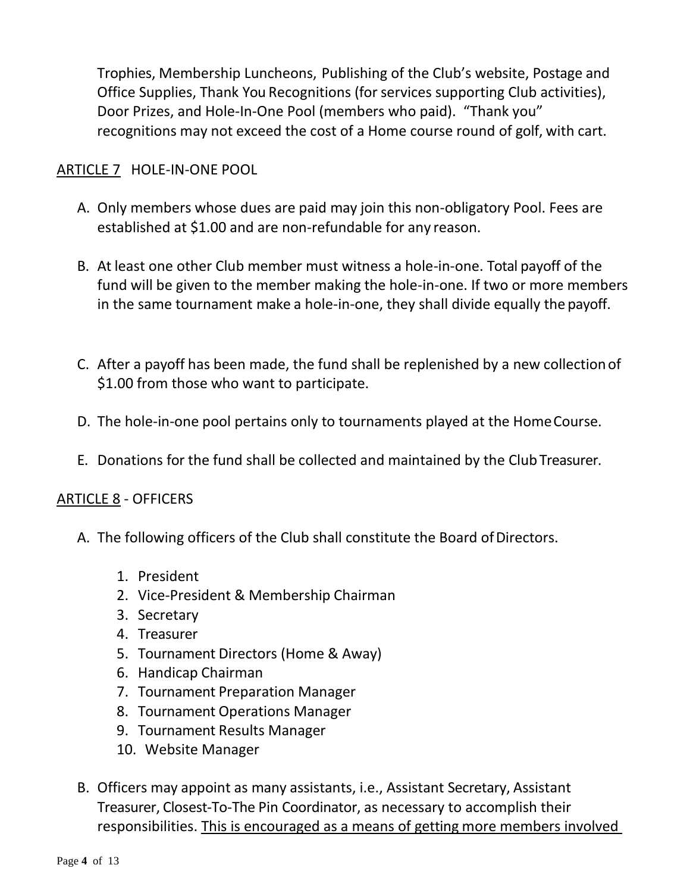Trophies, Membership Luncheons, Publishing of the Club's website, Postage and Office Supplies, Thank You Recognitions (for services supporting Club activities), Door Prizes, and Hole-In-One Pool (members who paid). "Thank you" recognitions may not exceed the cost of a Home course round of golf, with cart.

## <u>ARTICLE 7</u> HOLE-IN-ONE POOL

A. Only members whose dues are paid may join this non-obligatory Pool. Fees are established at $1.00 and are non-refundable for any reason.

B. At least one other Club member must witness a hole-in-one. Total payoff of the fund will be given to the member making the hole-in-one. If two or more members in the same tournament make a hole-in-one, they shall divide equally the payoff.

C. After a payoff has been made, the fund shall be replenished by a new collection of $1.00 from those who want to participate.

D. The hole-in-one pool pertains only to tournaments played at the Home Course.

E. Donations for the fund shall be collected and maintained by the Club Treasurer.

## <u>ARTICLE 8</u> - OFFICERS

A. The following officers of the Club shall constitute the Board of Directors.

   1. President
   2. Vice-President & Membership Chairman
   3. Secretary
   4. Treasurer
   5. Tournament Directors (Home & Away)
   6. Handicap Chairman
   7. Tournament Preparation Manager
   8. Tournament Operations Manager
   9. Tournament Results Manager
   10. Website Manager

B. Officers may appoint as many assistants, i.e., Assistant Secretary, Assistant Treasurer, Closest-To-The Pin Coordinator, as necessary to accomplish their responsibilities. <u>This is encouraged as a means of getting more members involved</u>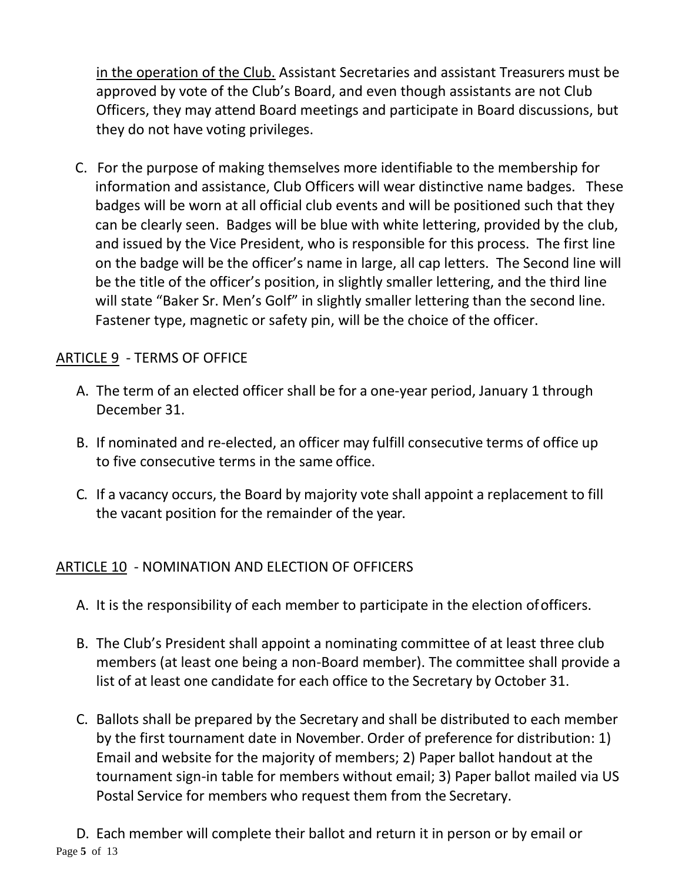in the operation of the Club. Assistant Secretaries and assistant Treasurers must be approved by vote of the Club's Board, and even though assistants are not Club Officers, they may attend Board meetings and participate in Board discussions, but they do not have voting privileges.

C. For the purpose of making themselves more identifiable to the membership for information and assistance, Club Officers will wear distinctive name badges. These badges will be worn at all official club events and will be positioned such that they can be clearly seen. Badges will be blue with white lettering, provided by the club, and issued by the Vice President, who is responsible for this process. The first line on the badge will be the officer's name in large, all cap letters. The Second line will be the title of the officer's position, in slightly smaller lettering, and the third line will state "Baker Sr. Men's Golf" in slightly smaller lettering than the second line. Fastener type, magnetic or safety pin, will be the choice of the officer.

## ARTICLE 9 - TERMS OF OFFICE

A. The term of an elected officer shall be for a one-year period, January 1 through December 31.

B. If nominated and re-elected, an officer may fulfill consecutive terms of office up to five consecutive terms in the same office.

C. If a vacancy occurs, the Board by majority vote shall appoint a replacement to fill the vacant position for the remainder of the year.

## ARTICLE 10 - NOMINATION AND ELECTION OF OFFICERS

A. It is the responsibility of each member to participate in the election of officers.

B. The Club's President shall appoint a nominating committee of at least three club members (at least one being a non-Board member). The committee shall provide a list of at least one candidate for each office to the Secretary by October 31.

C. Ballots shall be prepared by the Secretary and shall be distributed to each member by the first tournament date in November. Order of preference for distribution: 1) Email and website for the majority of members; 2) Paper ballot handout at the tournament sign-in table for members without email; 3) Paper ballot mailed via US Postal Service for members who request them from the Secretary.

D. Each member will complete their ballot and return it in person or by email or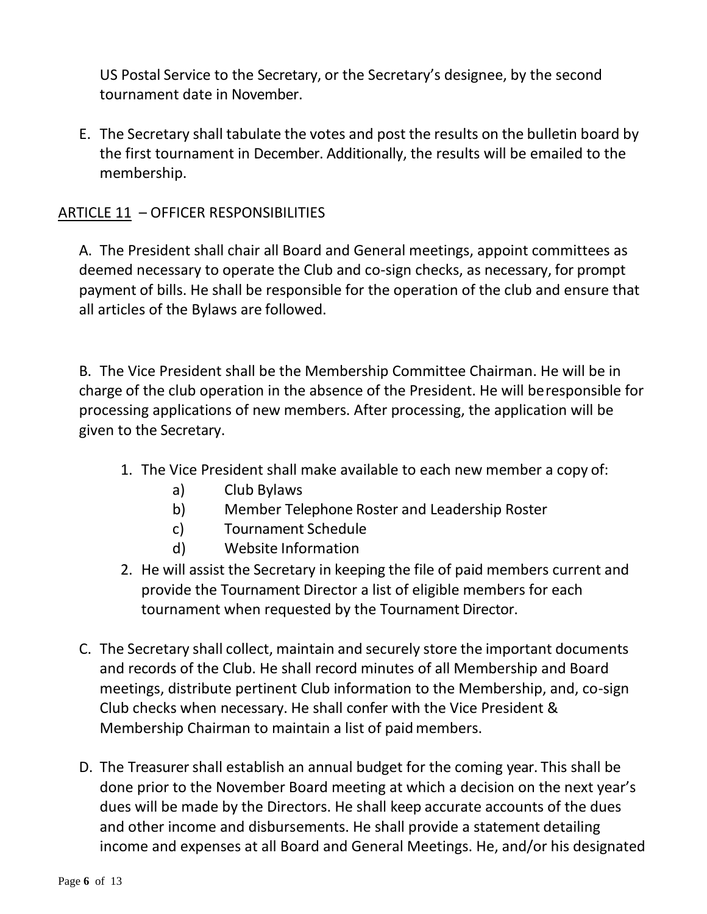US Postal Service to the Secretary, or the Secretary's designee, by the second tournament date in November.

E. The Secretary shall tabulate the votes and post the results on the bulletin board by the first tournament in December. Additionally, the results will be emailed to the membership.

## ARTICLE 11 – OFFICER RESPONSIBILITIES

A. The President shall chair all Board and General meetings, appoint committees as deemed necessary to operate the Club and co-sign checks, as necessary, for prompt payment of bills. He shall be responsible for the operation of the club and ensure that all articles of the Bylaws are followed.

B. The Vice President shall be the Membership Committee Chairman. He will be in charge of the club operation in the absence of the President. He will beresponsible for processing applications of new members. After processing, the application will be given to the Secretary.

1. The Vice President shall make available to each new member a copy of:
   - a) Club Bylaws
   - b) Member Telephone Roster and Leadership Roster
   - c) Tournament Schedule
   - d) Website Information
2. He will assist the Secretary in keeping the file of paid members current and provide the Tournament Director a list of eligible members for each tournament when requested by the Tournament Director.

C. The Secretary shall collect, maintain and securely store the important documents and records of the Club. He shall record minutes of all Membership and Board meetings, distribute pertinent Club information to the Membership, and, co-sign Club checks when necessary. He shall confer with the Vice President & Membership Chairman to maintain a list of paid members.

D. The Treasurer shall establish an annual budget for the coming year. This shall be done prior to the November Board meeting at which a decision on the next year's dues will be made by the Directors. He shall keep accurate accounts of the dues and other income and disbursements. He shall provide a statement detailing income and expenses at all Board and General Meetings. He, and/or his designated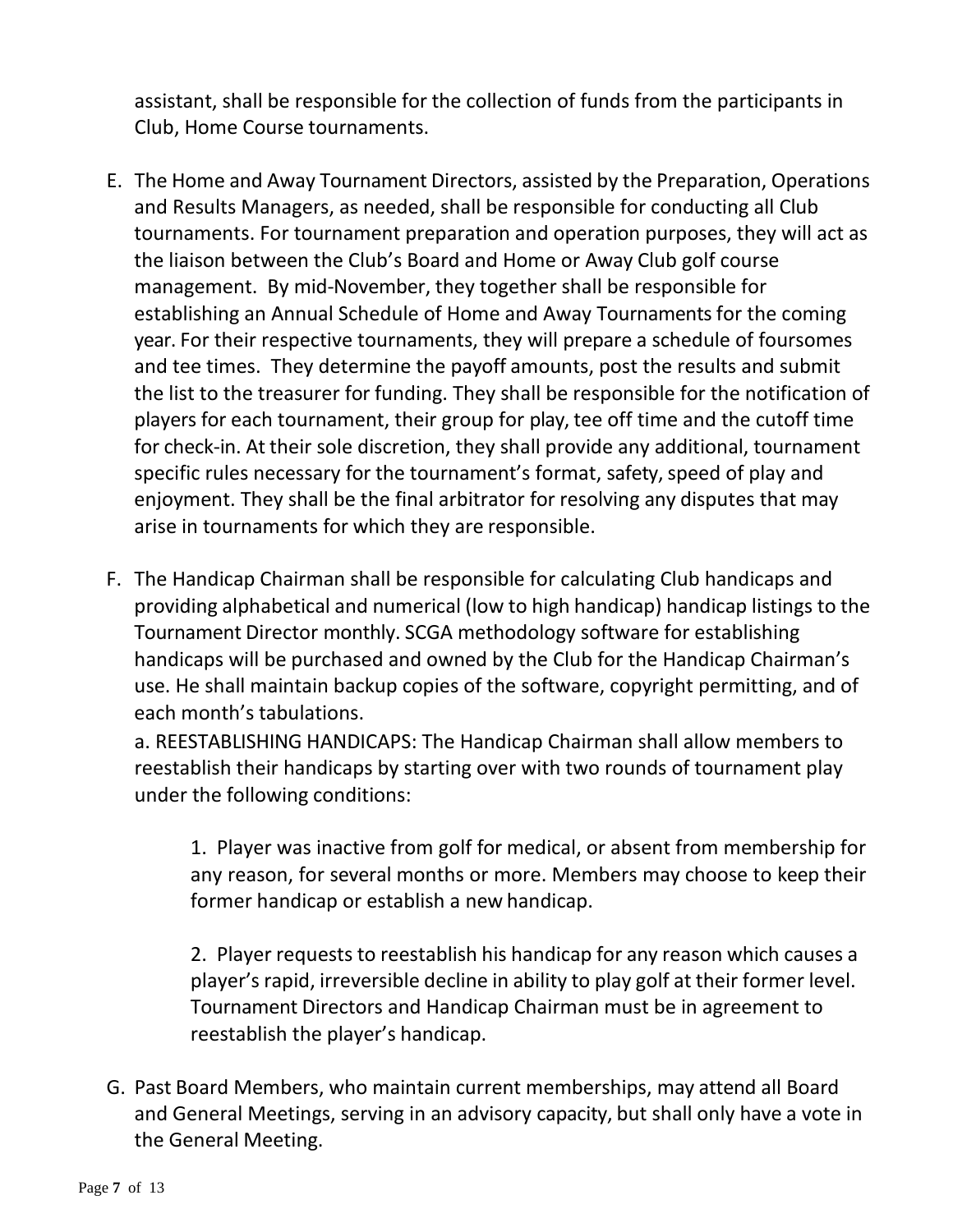assistant, shall be responsible for the collection of funds from the participants in Club, Home Course tournaments.

E. The Home and Away Tournament Directors, assisted by the Preparation, Operations and Results Managers, as needed, shall be responsible for conducting all Club tournaments. For tournament preparation and operation purposes, they will act as the liaison between the Club's Board and Home or Away Club golf course management. By mid-November, they together shall be responsible for establishing an Annual Schedule of Home and Away Tournaments for the coming year. For their respective tournaments, they will prepare a schedule of foursomes and tee times. They determine the payoff amounts, post the results and submit the list to the treasurer for funding. They shall be responsible for the notification of players for each tournament, their group for play, tee off time and the cutoff time for check-in. At their sole discretion, they shall provide any additional, tournament specific rules necessary for the tournament's format, safety, speed of play and enjoyment. They shall be the final arbitrator for resolving any disputes that may arise in tournaments for which they are responsible.

F. The Handicap Chairman shall be responsible for calculating Club handicaps and providing alphabetical and numerical (low to high handicap) handicap listings to the Tournament Director monthly. SCGA methodology software for establishing handicaps will be purchased and owned by the Club for the Handicap Chairman's use. He shall maintain backup copies of the software, copyright permitting, and of each month's tabulations.

   a. REESTABLISHING HANDICAPS: The Handicap Chairman shall allow members to reestablish their handicaps by starting over with two rounds of tournament play under the following conditions:

      1. Player was inactive from golf for medical, or absent from membership for any reason, for several months or more. Members may choose to keep their former handicap or establish a new handicap.

      2. Player requests to reestablish his handicap for any reason which causes a player's rapid, irreversible decline in ability to play golf at their former level. Tournament Directors and Handicap Chairman must be in agreement to reestablish the player's handicap.

G. Past Board Members, who maintain current memberships, may attend all Board and General Meetings, serving in an advisory capacity, but shall only have a vote in the General Meeting.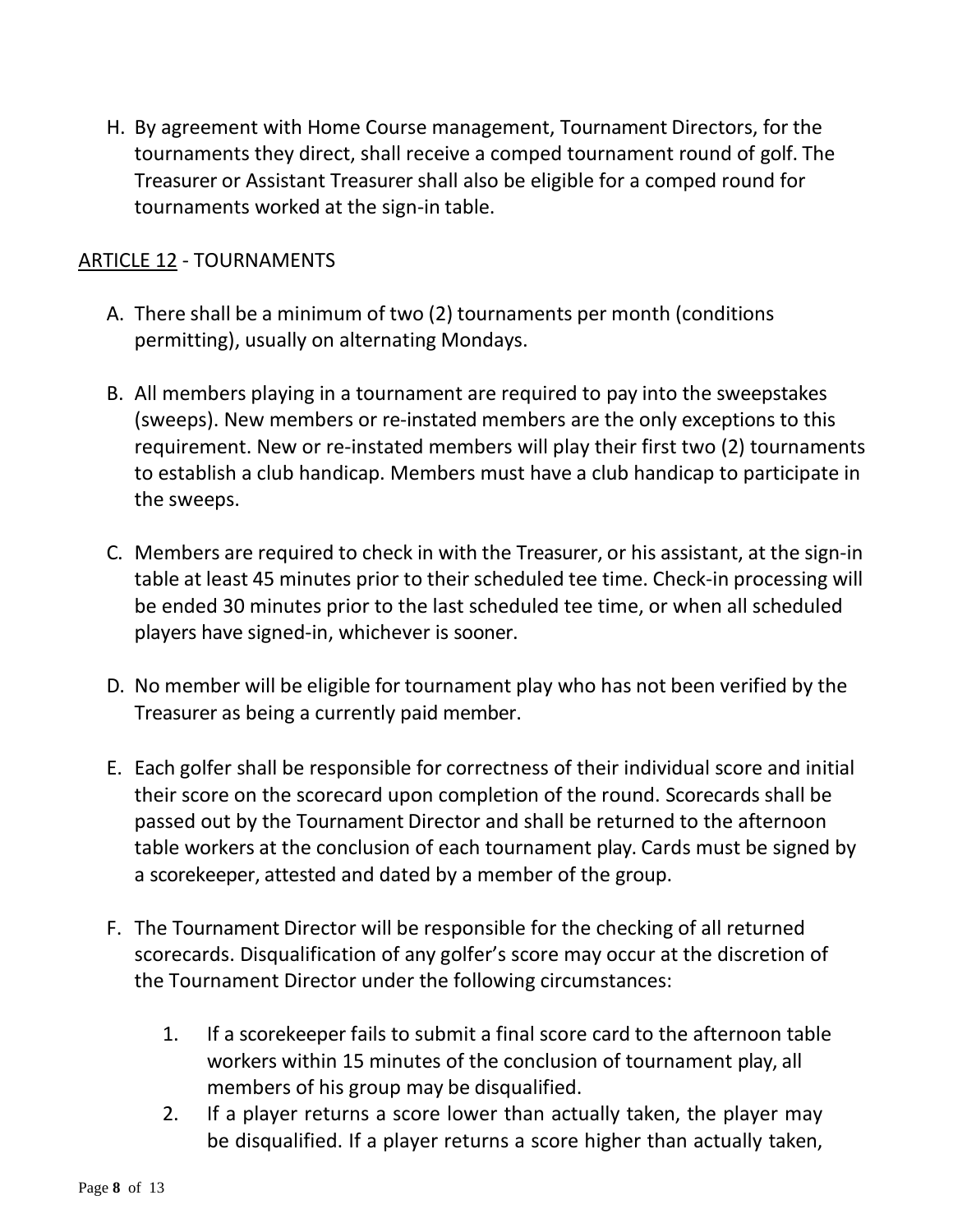H. By agreement with Home Course management, Tournament Directors, for the tournaments they direct, shall receive a comped tournament round of golf. The Treasurer or Assistant Treasurer shall also be eligible for a comped round for tournaments worked at the sign-in table.

## ARTICLE 12 - TOURNAMENTS

A. There shall be a minimum of two (2) tournaments per month (conditions permitting), usually on alternating Mondays.

B. All members playing in a tournament are required to pay into the sweepstakes (sweeps). New members or re-instated members are the only exceptions to this requirement. New or re-instated members will play their first two (2) tournaments to establish a club handicap. Members must have a club handicap to participate in the sweeps.

C. Members are required to check in with the Treasurer, or his assistant, at the sign-in table at least 45 minutes prior to their scheduled tee time. Check-in processing will be ended 30 minutes prior to the last scheduled tee time, or when all scheduled players have signed-in, whichever is sooner.

D. No member will be eligible for tournament play who has not been verified by the Treasurer as being a currently paid member.

E. Each golfer shall be responsible for correctness of their individual score and initial their score on the scorecard upon completion of the round. Scorecards shall be passed out by the Tournament Director and shall be returned to the afternoon table workers at the conclusion of each tournament play. Cards must be signed by a scorekeeper, attested and dated by a member of the group.

F. The Tournament Director will be responsible for the checking of all returned scorecards. Disqualification of any golfer's score may occur at the discretion of the Tournament Director under the following circumstances:

   1. If a scorekeeper fails to submit a final score card to the afternoon table workers within 15 minutes of the conclusion of tournament play, all members of his group may be disqualified.
   2. If a player returns a score lower than actually taken, the player may be disqualified. If a player returns a score higher than actually taken,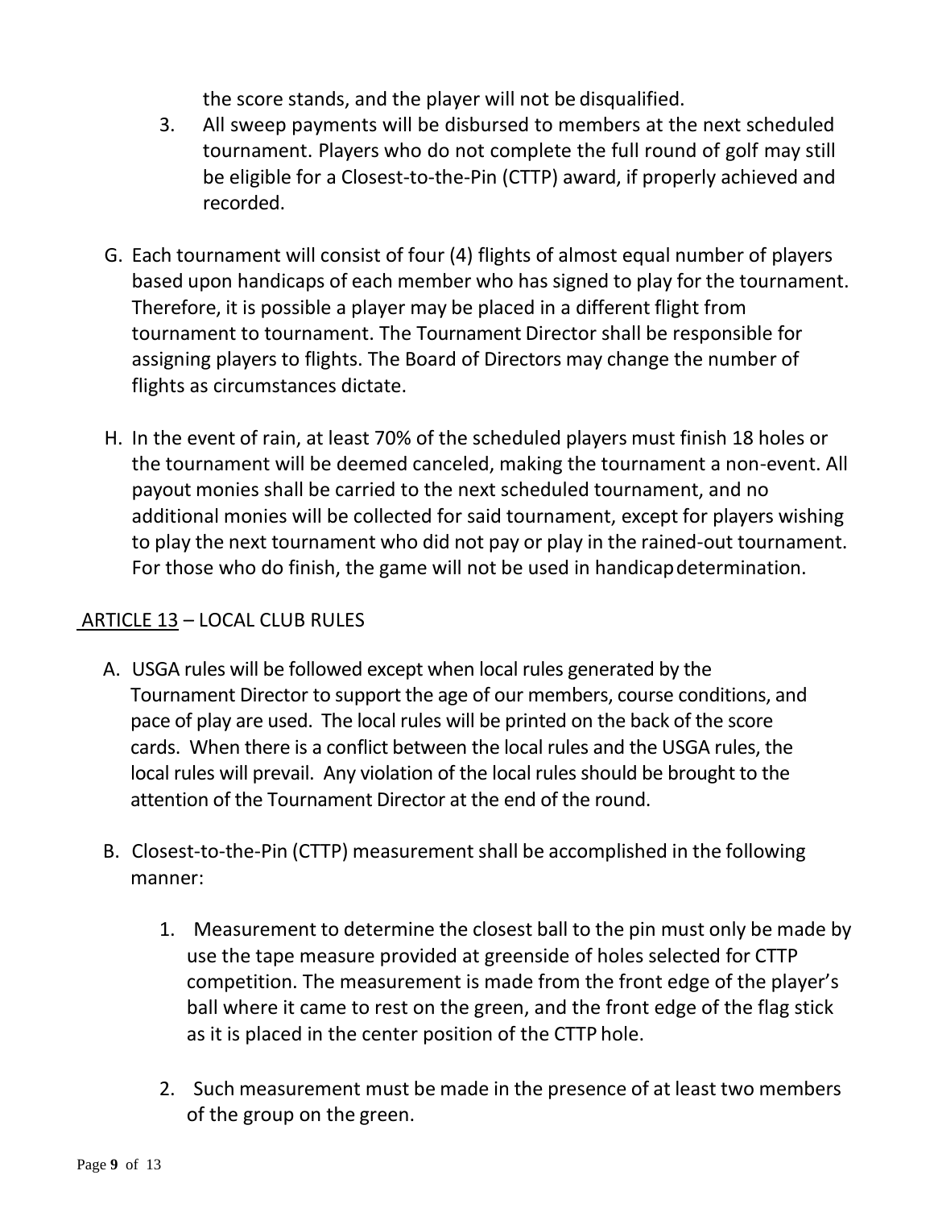the score stands, and the player will not be disqualified.

3. All sweep payments will be disbursed to members at the next scheduled tournament. Players who do not complete the full round of golf may still be eligible for a Closest-to-the-Pin (CTTP) award, if properly achieved and recorded.

G. Each tournament will consist of four (4) flights of almost equal number of players based upon handicaps of each member who has signed to play for the tournament. Therefore, it is possible a player may be placed in a different flight from tournament to tournament. The Tournament Director shall be responsible for assigning players to flights. The Board of Directors may change the number of flights as circumstances dictate.

H. In the event of rain, at least 70% of the scheduled players must finish 18 holes or the tournament will be deemed canceled, making the tournament a non-event. All payout monies shall be carried to the next scheduled tournament, and no additional monies will be collected for said tournament, except for players wishing to play the next tournament who did not pay or play in the rained-out tournament. For those who do finish, the game will not be used in handicap determination.

## ARTICLE 13 – LOCAL CLUB RULES

A. USGA rules will be followed except when local rules generated by the Tournament Director to support the age of our members, course conditions, and pace of play are used. The local rules will be printed on the back of the score cards. When there is a conflict between the local rules and the USGA rules, the local rules will prevail. Any violation of the local rules should be brought to the attention of the Tournament Director at the end of the round.

B. Closest-to-the-Pin (CTTP) measurement shall be accomplished in the following manner:

1. Measurement to determine the closest ball to the pin must only be made by use the tape measure provided at greenside of holes selected for CTTP competition. The measurement is made from the front edge of the player's ball where it came to rest on the green, and the front edge of the flag stick as it is placed in the center position of the CTTP hole.

2. Such measurement must be made in the presence of at least two members of the group on the green.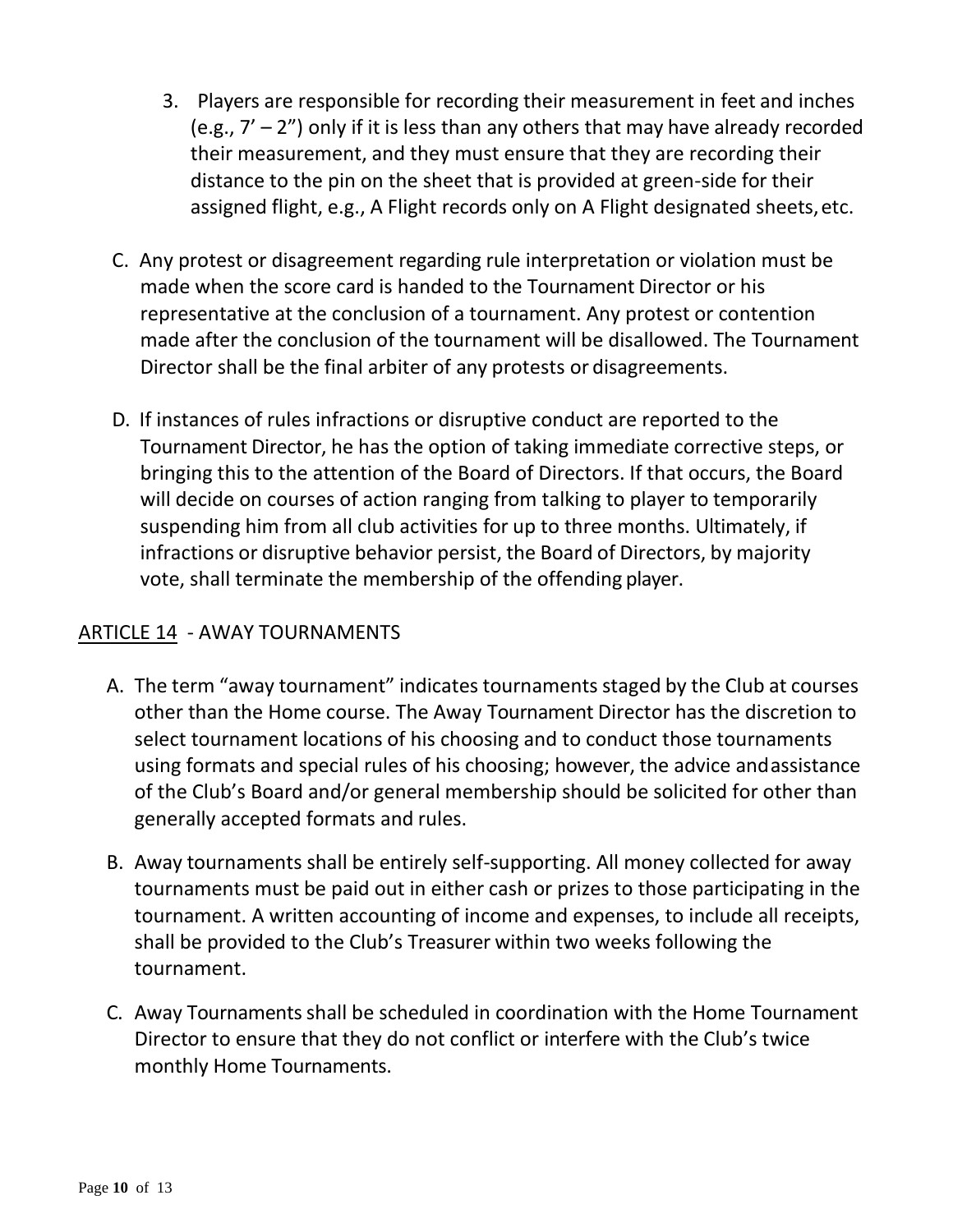3. Players are responsible for recording their measurement in feet and inches (e.g., 7' – 2") only if it is less than any others that may have already recorded their measurement, and they must ensure that they are recording their distance to the pin on the sheet that is provided at green-side for their assigned flight, e.g., A Flight records only on A Flight designated sheets, etc.

C. Any protest or disagreement regarding rule interpretation or violation must be made when the score card is handed to the Tournament Director or his representative at the conclusion of a tournament. Any protest or contention made after the conclusion of the tournament will be disallowed. The Tournament Director shall be the final arbiter of any protests or disagreements.

D. If instances of rules infractions or disruptive conduct are reported to the Tournament Director, he has the option of taking immediate corrective steps, or bringing this to the attention of the Board of Directors. If that occurs, the Board will decide on courses of action ranging from talking to player to temporarily suspending him from all club activities for up to three months. Ultimately, if infractions or disruptive behavior persist, the Board of Directors, by majority vote, shall terminate the membership of the offending player.

## ARTICLE 14 - AWAY TOURNAMENTS

A. The term "away tournament" indicates tournaments staged by the Club at courses other than the Home course. The Away Tournament Director has the discretion to select tournament locations of his choosing and to conduct those tournaments using formats and special rules of his choosing; however, the advice and assistance of the Club's Board and/or general membership should be solicited for other than generally accepted formats and rules.

B. Away tournaments shall be entirely self-supporting. All money collected for away tournaments must be paid out in either cash or prizes to those participating in the tournament. A written accounting of income and expenses, to include all receipts, shall be provided to the Club's Treasurer within two weeks following the tournament.

C. Away Tournaments shall be scheduled in coordination with the Home Tournament Director to ensure that they do not conflict or interfere with the Club's twice monthly Home Tournaments.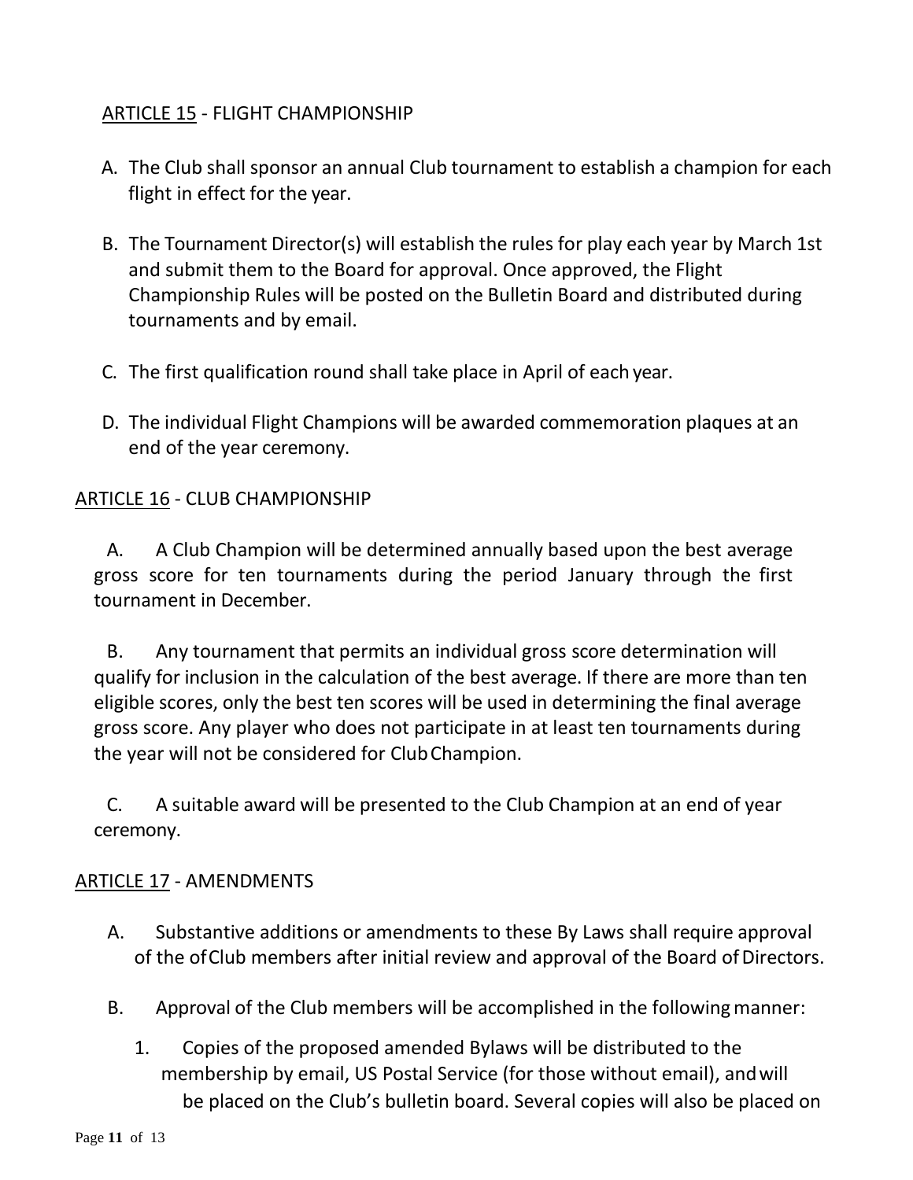## ARTICLE 15 - FLIGHT CHAMPIONSHIP

A. The Club shall sponsor an annual Club tournament to establish a champion for each flight in effect for the year.

B. The Tournament Director(s) will establish the rules for play each year by March 1st and submit them to the Board for approval. Once approved, the Flight Championship Rules will be posted on the Bulletin Board and distributed during tournaments and by email.

C. The first qualification round shall take place in April of each year.

D. The individual Flight Champions will be awarded commemoration plaques at an end of the year ceremony.

## ARTICLE 16 - CLUB CHAMPIONSHIP

A. A Club Champion will be determined annually based upon the best average gross score for ten tournaments during the period January through the first tournament in December.

B. Any tournament that permits an individual gross score determination will qualify for inclusion in the calculation of the best average. If there are more than ten eligible scores, only the best ten scores will be used in determining the final average gross score. Any player who does not participate in at least ten tournaments during the year will not be considered for Club Champion.

C. A suitable award will be presented to the Club Champion at an end of year ceremony.

## ARTICLE 17 - AMENDMENTS

A. Substantive additions or amendments to these By Laws shall require approval of the of Club members after initial review and approval of the Board of Directors.

B. Approval of the Club members will be accomplished in the following manner:

1. Copies of the proposed amended Bylaws will be distributed to the membership by email, US Postal Service (for those without email), and will be placed on the Club's bulletin board. Several copies will also be placed on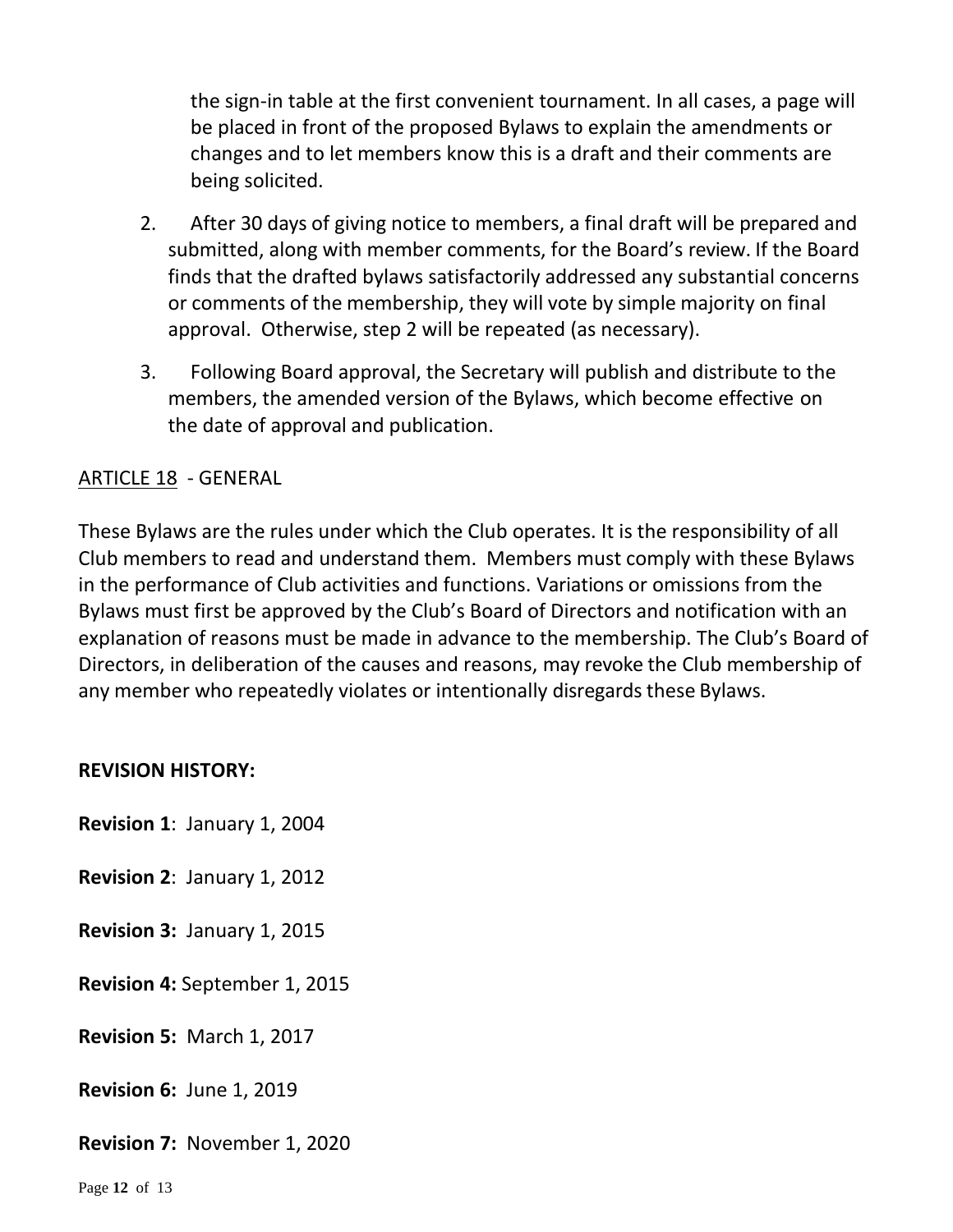the sign-in table at the first convenient tournament. In all cases, a page will be placed in front of the proposed Bylaws to explain the amendments or changes and to let members know this is a draft and their comments are being solicited.

2. After 30 days of giving notice to members, a final draft will be prepared and submitted, along with member comments, for the Board's review. If the Board finds that the drafted bylaws satisfactorily addressed any substantial concerns or comments of the membership, they will vote by simple majority on final approval. Otherwise, step 2 will be repeated (as necessary).

3. Following Board approval, the Secretary will publish and distribute to the members, the amended version of the Bylaws, which become effective on the date of approval and publication.

## ARTICLE 18 - GENERAL

These Bylaws are the rules under which the Club operates. It is the responsibility of all Club members to read and understand them. Members must comply with these Bylaws in the performance of Club activities and functions. Variations or omissions from the Bylaws must first be approved by the Club's Board of Directors and notification with an explanation of reasons must be made in advance to the membership. The Club's Board of Directors, in deliberation of the causes and reasons, may revoke the Club membership of any member who repeatedly violates or intentionally disregards these Bylaws.

**REVISION HISTORY:**

**Revision 1**: January 1, 2004

**Revision 2**: January 1, 2012

**Revision 3:** January 1, 2015

**Revision 4:** September 1, 2015

**Revision 5:** March 1, 2017

**Revision 6:** June 1, 2019

**Revision 7:** November 1, 2020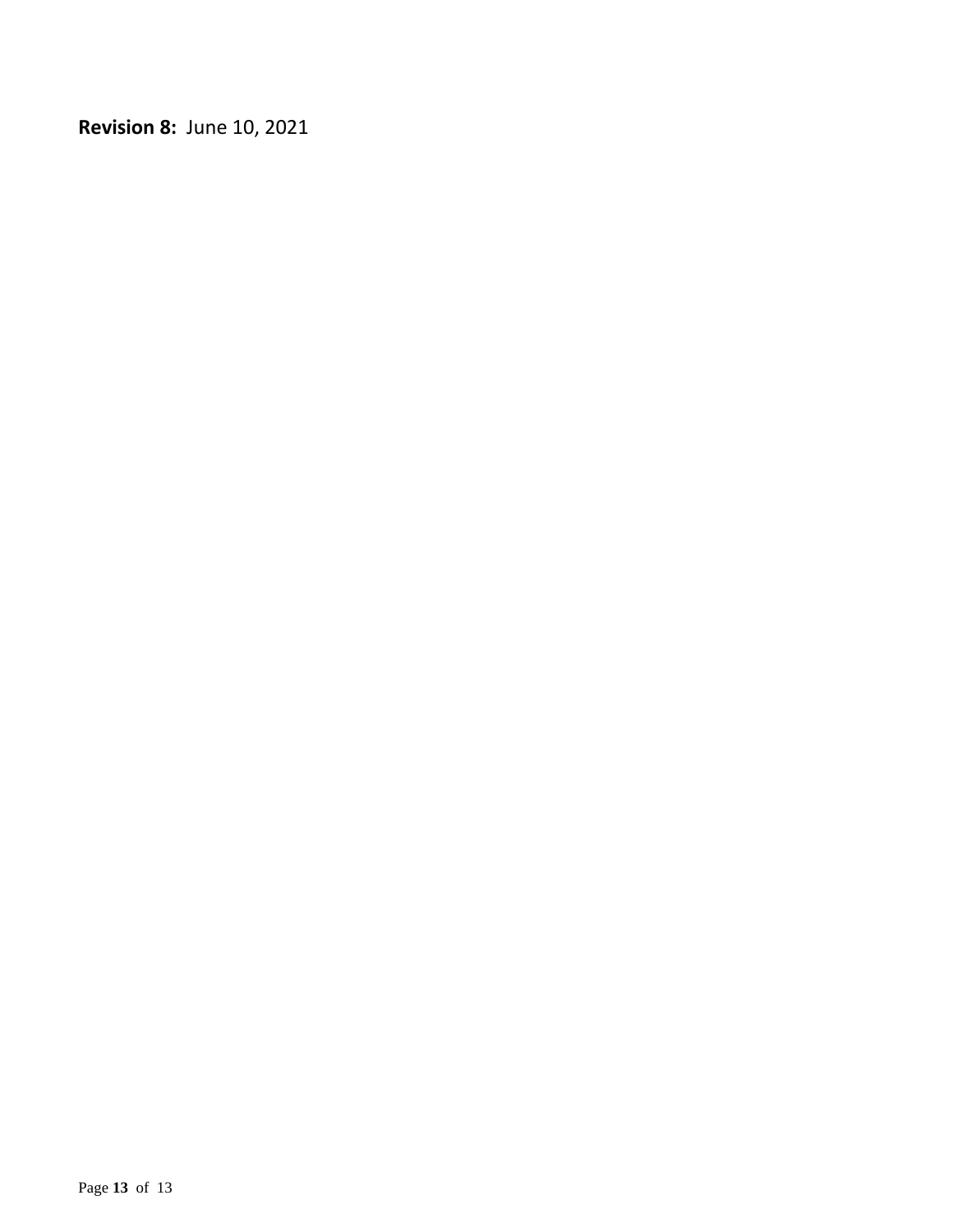**Revision 8:** June 10, 2021